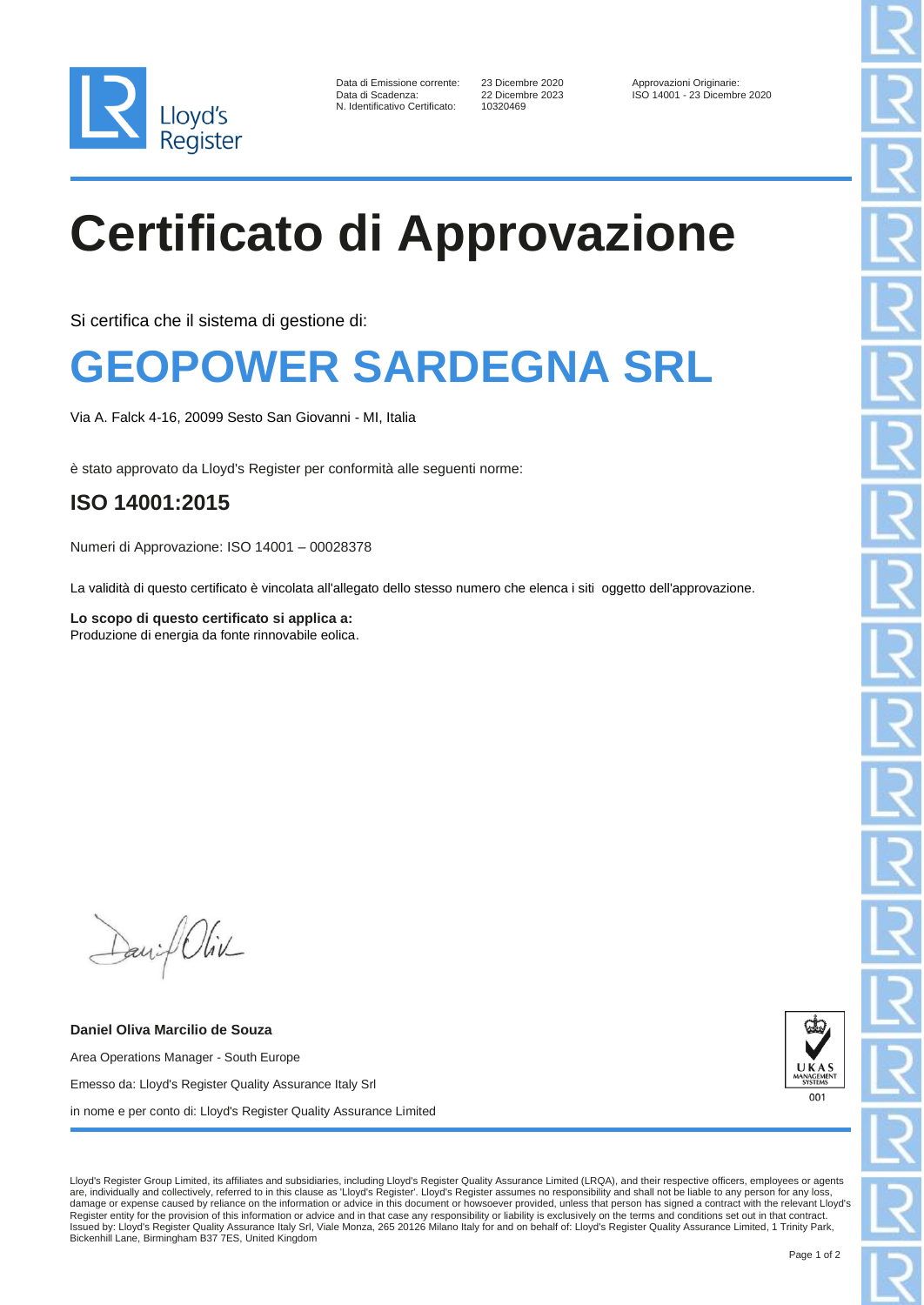Lloyd's Register

Data di Emissione corrente: 23 Dicembre 2020
Data di Scadenza: 22 Dicembre 2023
N. Identificativo Certificato: 10320469

Approvazioni Originarie:
ISO 14001 - 23 Dicembre 2020

# Certificato di Approvazione

Si certifica che il sistema di gestione di:

## GEOPOWER SARDEGNA SRL

Via A. Falck 4-16, 20099 Sesto San Giovanni - MI, Italia

è stato approvato da Lloyd's Register per conformità alle seguenti norme:

### ISO 14001:2015

Numeri di Approvazione: ISO 14001 – 00028378

La validità di questo certificato è vincolata all'allegato dello stesso numero che elenca i siti oggetto dell'approvazione.

**Lo scopo di questo certificato si applica a:**
Produzione di energia da fonte rinnovabile eolica.

**Daniel Oliva Marcilio de Souza**

Area Operations Manager - South Europe

Emesso da: Lloyd's Register Quality Assurance Italy Srl

in nome e per conto di: Lloyd's Register Quality Assurance Limited

UKAS MANAGEMENT SYSTEMS 001

Lloyd's Register Group Limited, its affiliates and subsidiaries, including Lloyd's Register Quality Assurance Limited (LRQA), and their respective officers, employees or agents are, individually and collectively, referred to in this clause as 'Lloyd's Register'. Lloyd's Register assumes no responsibility and shall not be liable to any person for any loss, damage or expense caused by reliance on the information or advice in this document or howsoever provided, unless that person has signed a contract with the relevant Lloyd's Register entity for the provision of this information or advice and in that case any responsibility or liability is exclusively on the terms and conditions set out in that contract.
Issued by: Lloyd's Register Quality Assurance Italy Srl, Viale Monza, 265 20126 Milano Italy for and on behalf of: Lloyd's Register Quality Assurance Limited, 1 Trinity Park, Bickenhill Lane, Birmingham B37 7ES, United Kingdom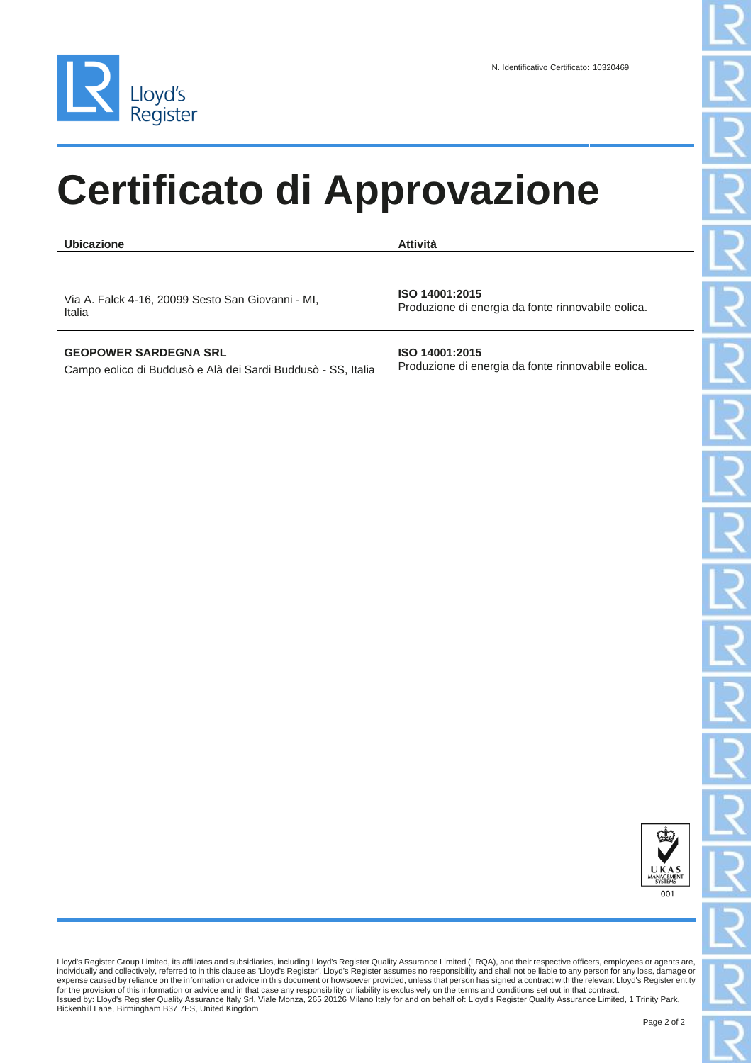N. Identificativo Certificato: 10320469

# Certificato di Approvazione

| Ubicazione | Attività |
|---|---|
| Via A. Falck 4-16, 20099 Sesto San Giovanni - MI, Italia | **ISO 14001:2015** Produzione di energia da fonte rinnovabile eolica. |
| **GEOPOWER SARDEGNA SRL** Campo eolico di Buddusò e Alà dei Sardi Buddusò - SS, Italia | **ISO 14001:2015** Produzione di energia da fonte rinnovabile eolica. |

UKAS MANAGEMENT SYSTEMS 001

Lloyd's Register Group Limited, its affiliates and subsidiaries, including Lloyd's Register Quality Assurance Limited (LRQA), and their respective officers, employees or agents are, individually and collectively, referred to in this clause as 'Lloyd's Register'. Lloyd's Register assumes no responsibility and shall not be liable to any person for any loss, damage or expense caused by reliance on the information or advice in this document or howsoever provided, unless that person has signed a contract with the relevant Lloyd's Register entity for the provision of this information or advice and in that case any responsibility or liability is exclusively on the terms and conditions set out in that contract.
Issued by: Lloyd's Register Quality Assurance Italy Srl, Viale Monza, 265 20126 Milano Italy for and on behalf of: Lloyd's Register Quality Assurance Limited, 1 Trinity Park, Bickenhill Lane, Birmingham B37 7ES, United Kingdom